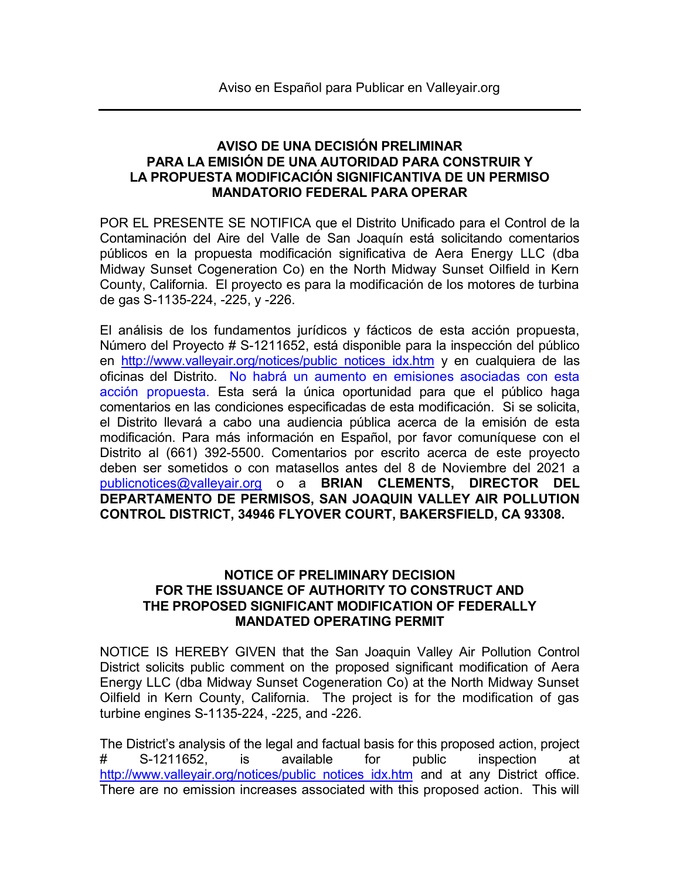Aviso en Español para Publicar en Valleyair.org

---

**AVISO DE UNA DECISIÓN PRELIMINAR**
**PARA LA EMISIÓN DE UNA AUTORIDAD PARA CONSTRUIR Y**
**LA PROPUESTA MODIFICACIÓN SIGNIFICANTIVA DE UN PERMISO**
**MANDATORIO FEDERAL PARA OPERAR**

POR EL PRESENTE SE NOTIFICA que el Distrito Unificado para el Control de la Contaminación del Aire del Valle de San Joaquín está solicitando comentarios públicos en la propuesta modificación significativa de Aera Energy LLC (dba Midway Sunset Cogeneration Co) en the North Midway Sunset Oilfield in Kern County, California. El proyecto es para la modificación de los motores de turbina de gas S-1135-224, -225, y -226.

El análisis de los fundamentos jurídicos y fácticos de esta acción propuesta, Número del Proyecto # S-1211652, está disponible para la inspección del público en http://www.valleyair.org/notices/public_notices_idx.htm y en cualquiera de las oficinas del Distrito. No habrá un aumento en emisiones asociadas con esta acción propuesta. Esta será la única oportunidad para que el público haga comentarios en las condiciones especificadas de esta modificación. Si se solicita, el Distrito llevará a cabo una audiencia pública acerca de la emisión de esta modificación. Para más información en Español, por favor comuníquese con el Distrito al (661) 392-5500. Comentarios por escrito acerca de este proyecto deben ser sometidos o con matasellos antes del 8 de Noviembre del 2021 a publicnotices@valleyair.org o a **BRIAN CLEMENTS, DIRECTOR DEL DEPARTAMENTO DE PERMISOS, SAN JOAQUIN VALLEY AIR POLLUTION CONTROL DISTRICT, 34946 FLYOVER COURT, BAKERSFIELD, CA 93308.**

**NOTICE OF PRELIMINARY DECISION**
**FOR THE ISSUANCE OF AUTHORITY TO CONSTRUCT AND**
**THE PROPOSED SIGNIFICANT MODIFICATION OF FEDERALLY**
**MANDATED OPERATING PERMIT**

NOTICE IS HEREBY GIVEN that the San Joaquin Valley Air Pollution Control District solicits public comment on the proposed significant modification of Aera Energy LLC (dba Midway Sunset Cogeneration Co) at the North Midway Sunset Oilfield in Kern County, California. The project is for the modification of gas turbine engines S-1135-224, -225, and -226.

The District's analysis of the legal and factual basis for this proposed action, project # S-1211652, is available for public inspection at http://www.valleyair.org/notices/public_notices_idx.htm and at any District office. There are no emission increases associated with this proposed action. This will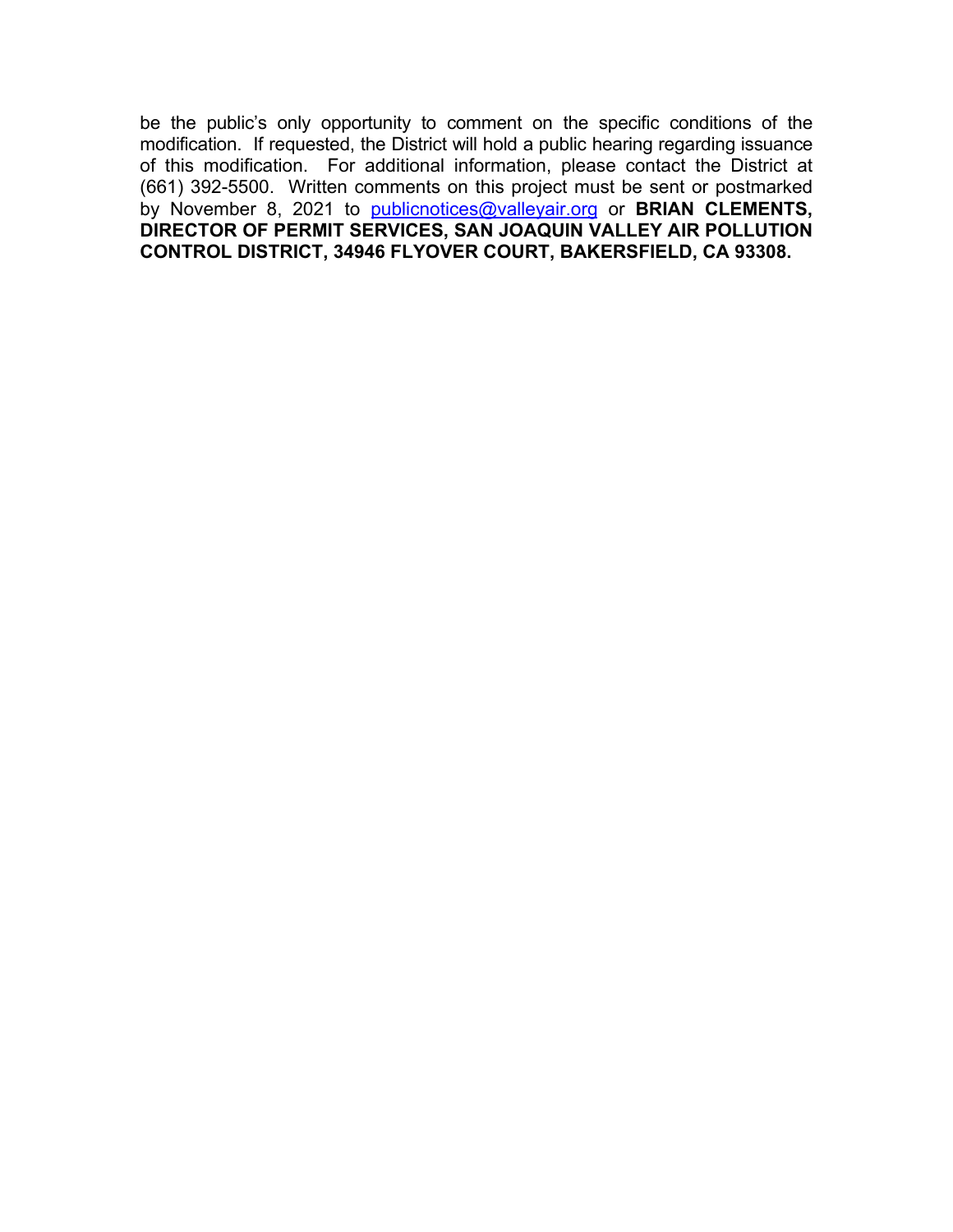be the public's only opportunity to comment on the specific conditions of the modification. If requested, the District will hold a public hearing regarding issuance of this modification. For additional information, please contact the District at (661) 392-5500. Written comments on this project must be sent or postmarked by November 8, 2021 to publicnotices@valleyair.org or **BRIAN CLEMENTS, DIRECTOR OF PERMIT SERVICES, SAN JOAQUIN VALLEY AIR POLLUTION CONTROL DISTRICT, 34946 FLYOVER COURT, BAKERSFIELD, CA 93308.**